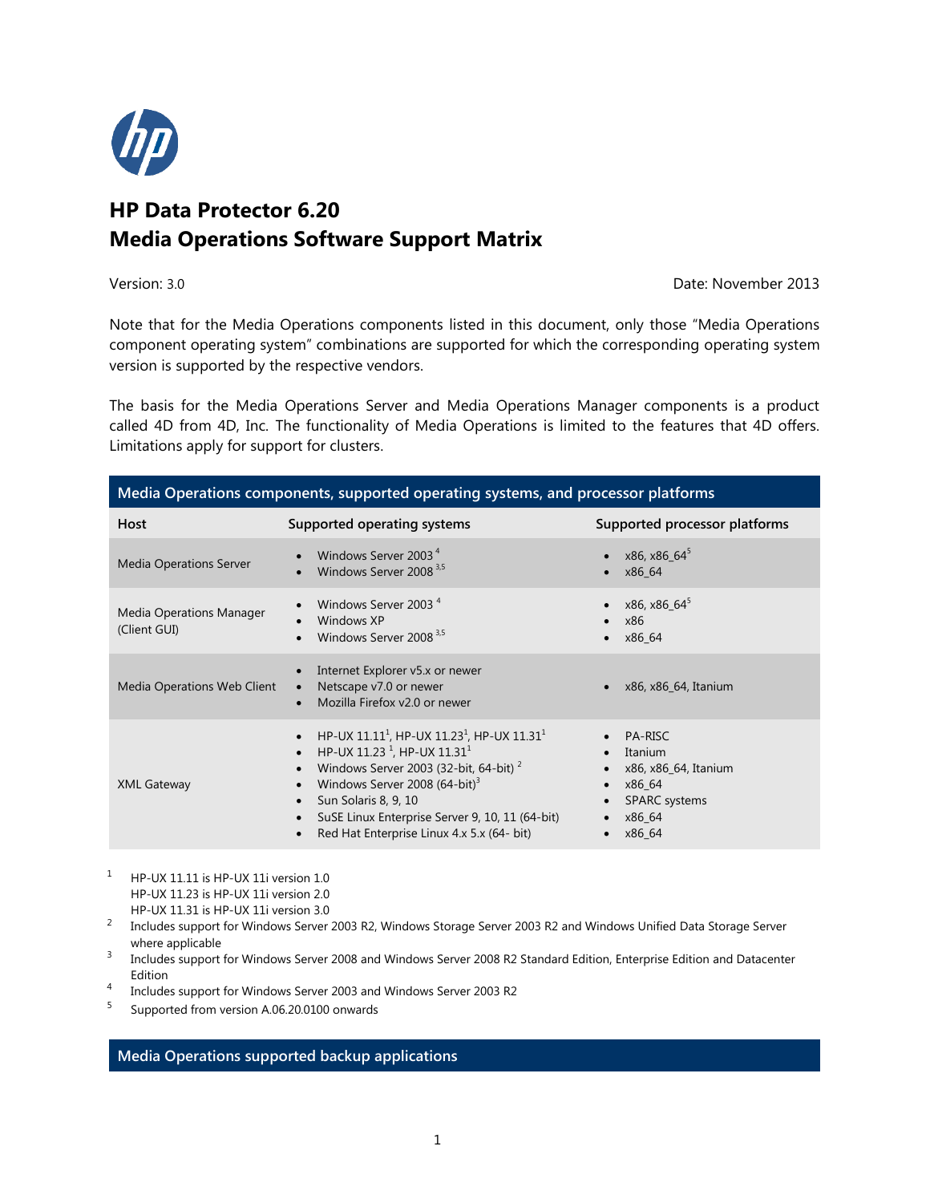# HP Data Protector 6.20
# Media Operations Software Support Matrix

Version: 3.0 Date: November 2013

Note that for the Media Operations components listed in this document, only those "Media Operations component operating system" combinations are supported for which the corresponding operating system version is supported by the respective vendors.

The basis for the Media Operations Server and Media Operations Manager components is a product called 4D from 4D, Inc. The functionality of Media Operations is limited to the features that 4D offers. Limitations apply for support for clusters.

| Media Operations components, supported operating systems, and processor platforms | | |
|---|---|---|
| **Host** | **Supported operating systems** | **Supported processor platforms** |
| Media Operations Server | • Windows Server 2003 [4]<br>• Windows Server 2008 [3,5] | • x86, x86_64[5]<br>• x86_64 |
| Media Operations Manager (Client GUI) | • Windows Server 2003 [4]<br>• Windows XP<br>• Windows Server 2008 [3,5] | • x86, x86_64[5]<br>• x86<br>• x86_64 |
| Media Operations Web Client | • Internet Explorer v5.x or newer<br>• Netscape v7.0 or newer<br>• Mozilla Firefox v2.0 or newer | • x86, x86_64, Itanium |
| XML Gateway | • HP-UX 11.11[1], HP-UX 11.23[1], HP-UX 11.31[1]<br>• HP-UX 11.23 [1], HP-UX 11.31[1]<br>• Windows Server 2003 (32-bit, 64-bit) [2]<br>• Windows Server 2008 (64-bit)[3]<br>• Sun Solaris 8, 9, 10<br>• SuSE Linux Enterprise Server 9, 10, 11 (64-bit)<br>• Red Hat Enterprise Linux 4.x 5.x (64- bit) | • PA-RISC<br>• Itanium<br>• x86, x86_64, Itanium<br>• x86_64<br>• SPARC systems<br>• x86_64<br>• x86_64 |

[1] HP-UX 11.11 is HP-UX 11i version 1.0
HP-UX 11.23 is HP-UX 11i version 2.0
HP-UX 11.31 is HP-UX 11i version 3.0

[2] Includes support for Windows Server 2003 R2, Windows Storage Server 2003 R2 and Windows Unified Data Storage Server where applicable

[3] Includes support for Windows Server 2008 and Windows Server 2008 R2 Standard Edition, Enterprise Edition and Datacenter Edition

[4] Includes support for Windows Server 2003 and Windows Server 2003 R2

[5] Supported from version A.06.20.0100 onwards

## Media Operations supported backup applications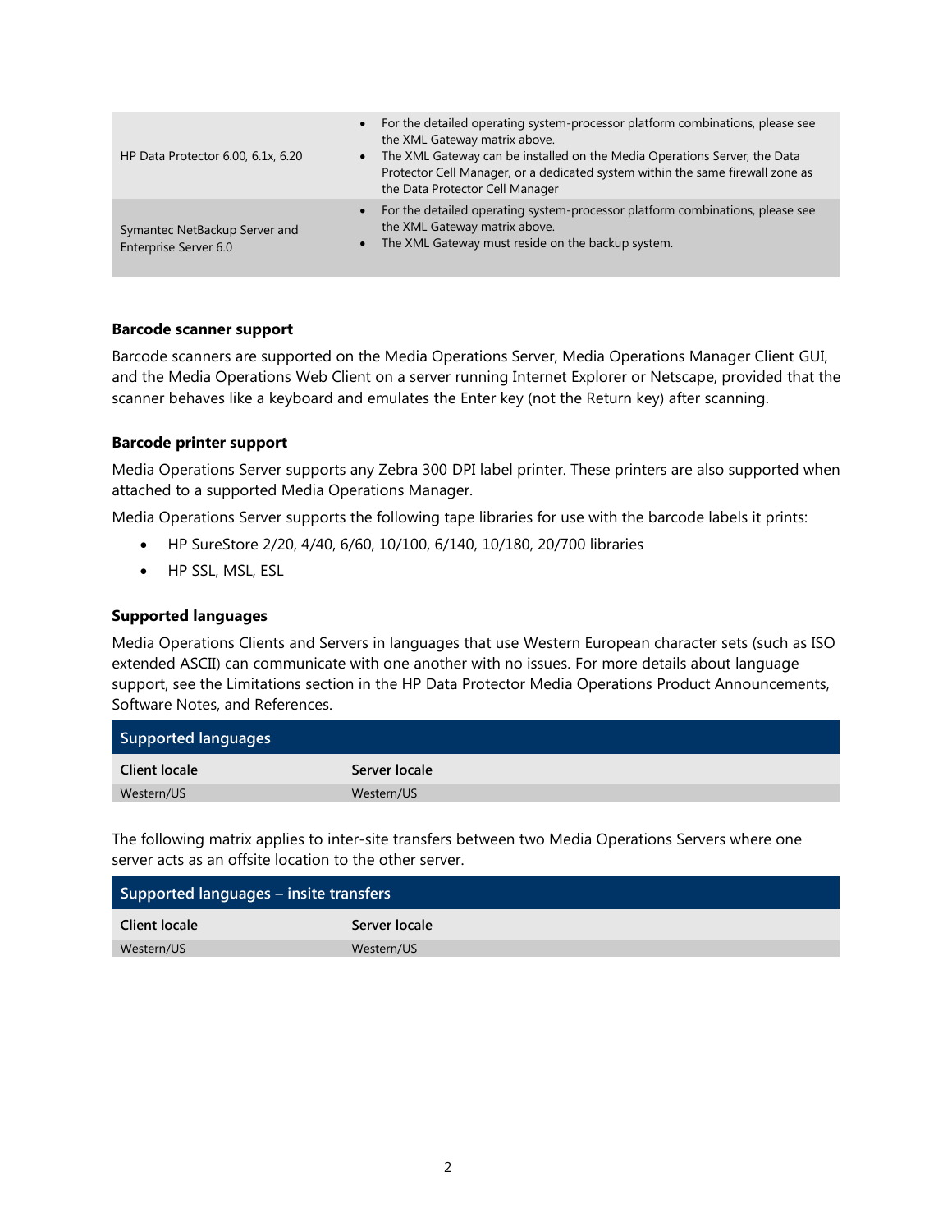| | |
|---|---|
| HP Data Protector 6.00, 6.1x, 6.20 | • For the detailed operating system-processor platform combinations, please see the XML Gateway matrix above.<br>• The XML Gateway can be installed on the Media Operations Server, the Data Protector Cell Manager, or a dedicated system within the same firewall zone as the Data Protector Cell Manager |
| Symantec NetBackup Server and Enterprise Server 6.0 | • For the detailed operating system-processor platform combinations, please see the XML Gateway matrix above.<br>• The XML Gateway must reside on the backup system. |

**Barcode scanner support**

Barcode scanners are supported on the Media Operations Server, Media Operations Manager Client GUI, and the Media Operations Web Client on a server running Internet Explorer or Netscape, provided that the scanner behaves like a keyboard and emulates the Enter key (not the Return key) after scanning.

**Barcode printer support**

Media Operations Server supports any Zebra 300 DPI label printer. These printers are also supported when attached to a supported Media Operations Manager.

Media Operations Server supports the following tape libraries for use with the barcode labels it prints:

- HP SureStore 2/20, 4/40, 6/60, 10/100, 6/140, 10/180, 20/700 libraries
- HP SSL, MSL, ESL

**Supported languages**

Media Operations Clients and Servers in languages that use Western European character sets (such as ISO extended ASCII) can communicate with one another with no issues. For more details about language support, see the Limitations section in the HP Data Protector Media Operations Product Announcements, Software Notes, and References.

| Supported languages | |
|---|---|
| **Client locale** | **Server locale** |
| Western/US | Western/US |

The following matrix applies to inter-site transfers between two Media Operations Servers where one server acts as an offsite location to the other server.

| Supported languages – insite transfers | |
|---|---|
| **Client locale** | **Server locale** |
| Western/US | Western/US |